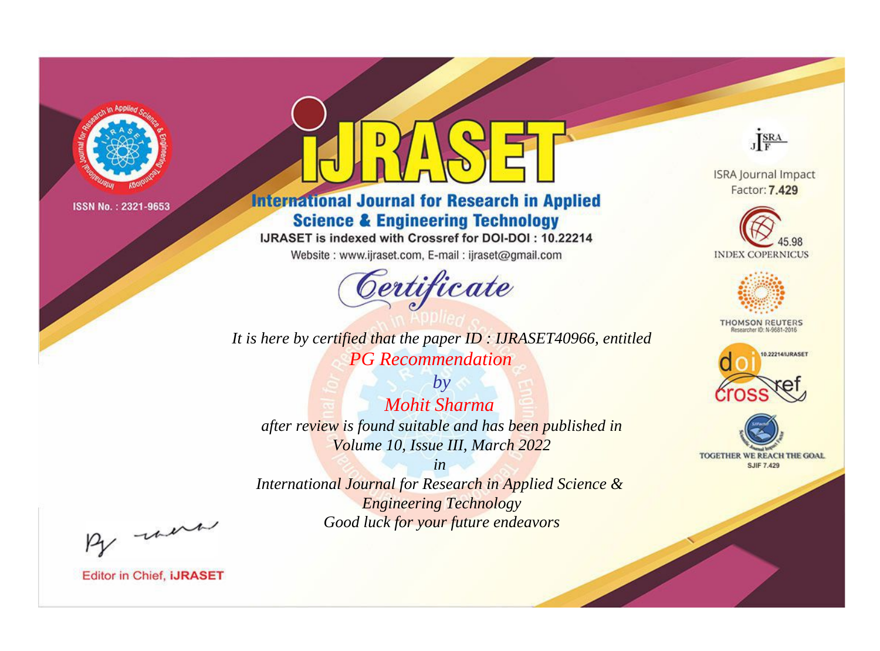ISSN No. : 2321-9653

# IJRASET

## International Journal for Research in Applied Science & Engineering Technology

IJRASET is indexed with Crossref for DOI-DOI : 10.22214

Website : www.ijraset.com, E-mail : ijraset@gmail.com

*Certificate*

*It is here by certified that the paper ID : IJRASET40966, entitled*

*PG Recommendation*

*by*

*Mohit Sharma*

*after review is found suitable and has been published in*

*Volume 10, Issue III, March 2022*

*in*

*International Journal for Research in Applied Science & Engineering Technology*

*Good luck for your future endeavors*

ISRA Journal Impact Factor: **7.429**

45.98 INDEX COPERNICUS

THOMSON REUTERS Researcher ID: N-9681-2016

10.22214/IJRASET

TOGETHER WE REACH THE GOAL SJIF 7.429

Editor in Chief, **IJRASET**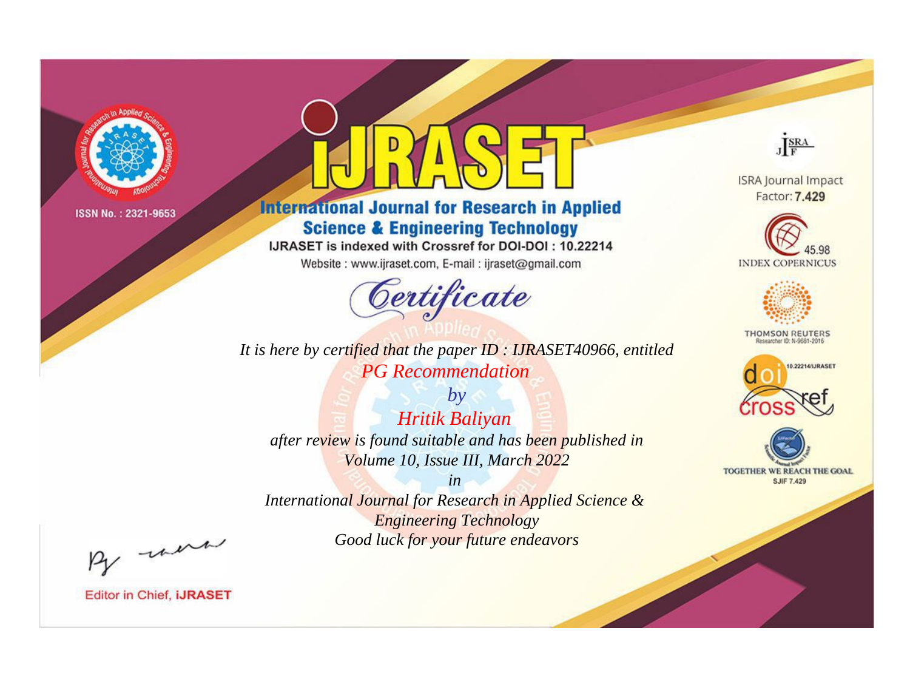ISSN No. : 2321-9653

# IJRASET

## International Journal for Research in Applied Science & Engineering Technology

IJRASET is indexed with Crossref for DOI-DOI : 10.22214

Website : www.ijraset.com, E-mail : ijraset@gmail.com

ISRA Journal Impact Factor: **7.429**

45.98 INDEX COPERNICUS

THOMSON REUTERS Researcher ID: N-9681-2016

10.22214/IJRASET

TOGETHER WE REACH THE GOAL SJIF 7.429

# *Certificate*

*It is here by certified that the paper ID : IJRASET40966, entitled*

*PG Recommendation*

*by*

*Hritik Baliyan*

*after review is found suitable and has been published in*

*Volume 10, Issue III, March 2022*

*in*

*International Journal for Research in Applied Science & Engineering Technology*

*Good luck for your future endeavors*

Editor in Chief, **IJRASET**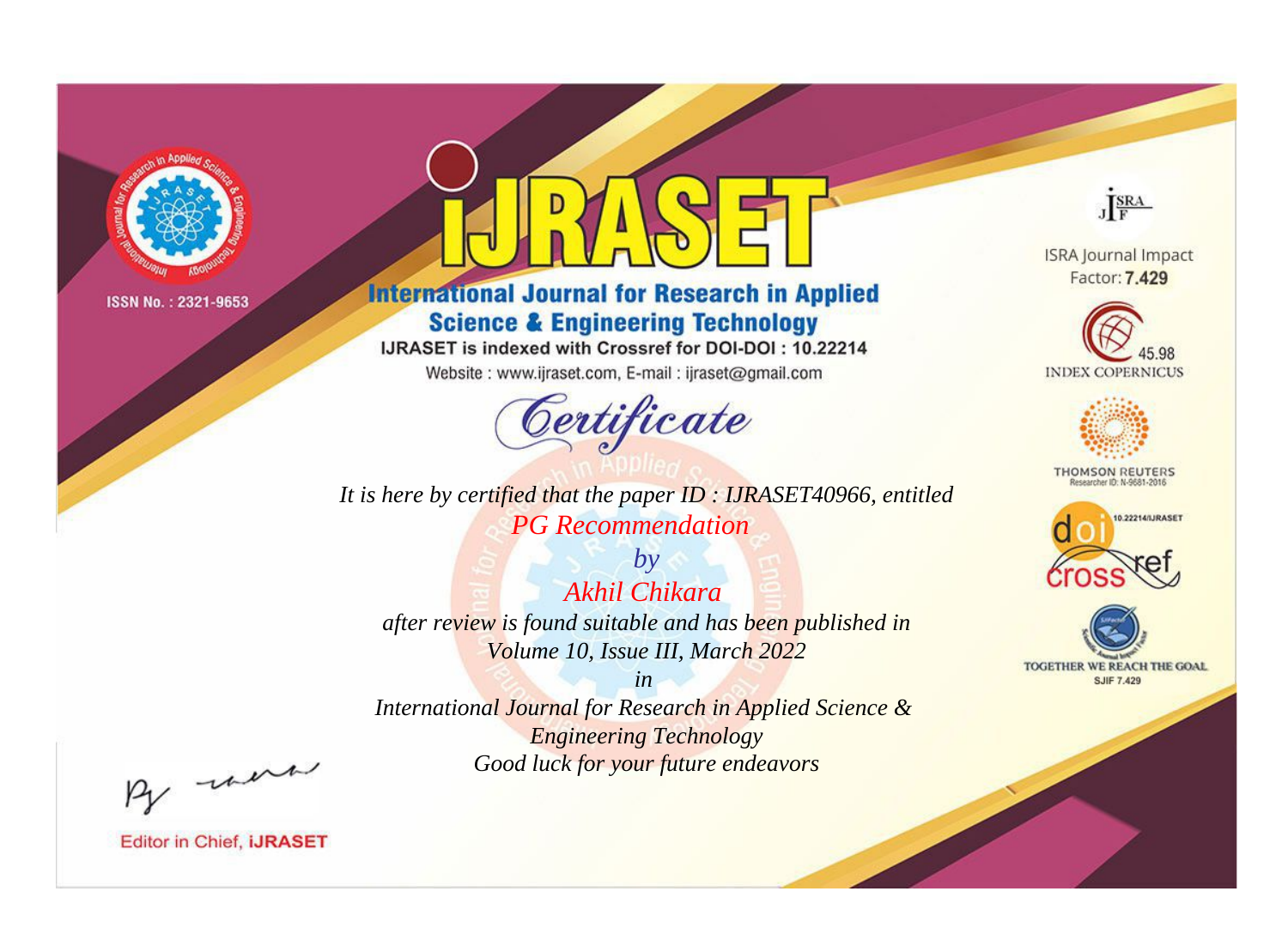ISSN No. : 2321-9653

# IJRASET

## International Journal for Research in Applied Science & Engineering Technology

IJRASET is indexed with Crossref for DOI-DOI : 10.22214

Website : www.ijraset.com, E-mail : ijraset@gmail.com

ISRA Journal Impact Factor: **7.429**

45.98 INDEX COPERNICUS

THOMSON REUTERS Researcher ID: N-9681-2016

10.22214/IJRASET

TOGETHER WE REACH THE GOAL SJIF 7.429

*Certificate*

*It is here by certified that the paper ID : IJRASET40966, entitled*

*PG Recommendation*

*by*

*Akhil Chikara*

*after review is found suitable and has been published in*

*Volume 10, Issue III, March 2022*

*in*

*International Journal for Research in Applied Science & Engineering Technology*

*Good luck for your future endeavors*

Editor in Chief, **iJRASET**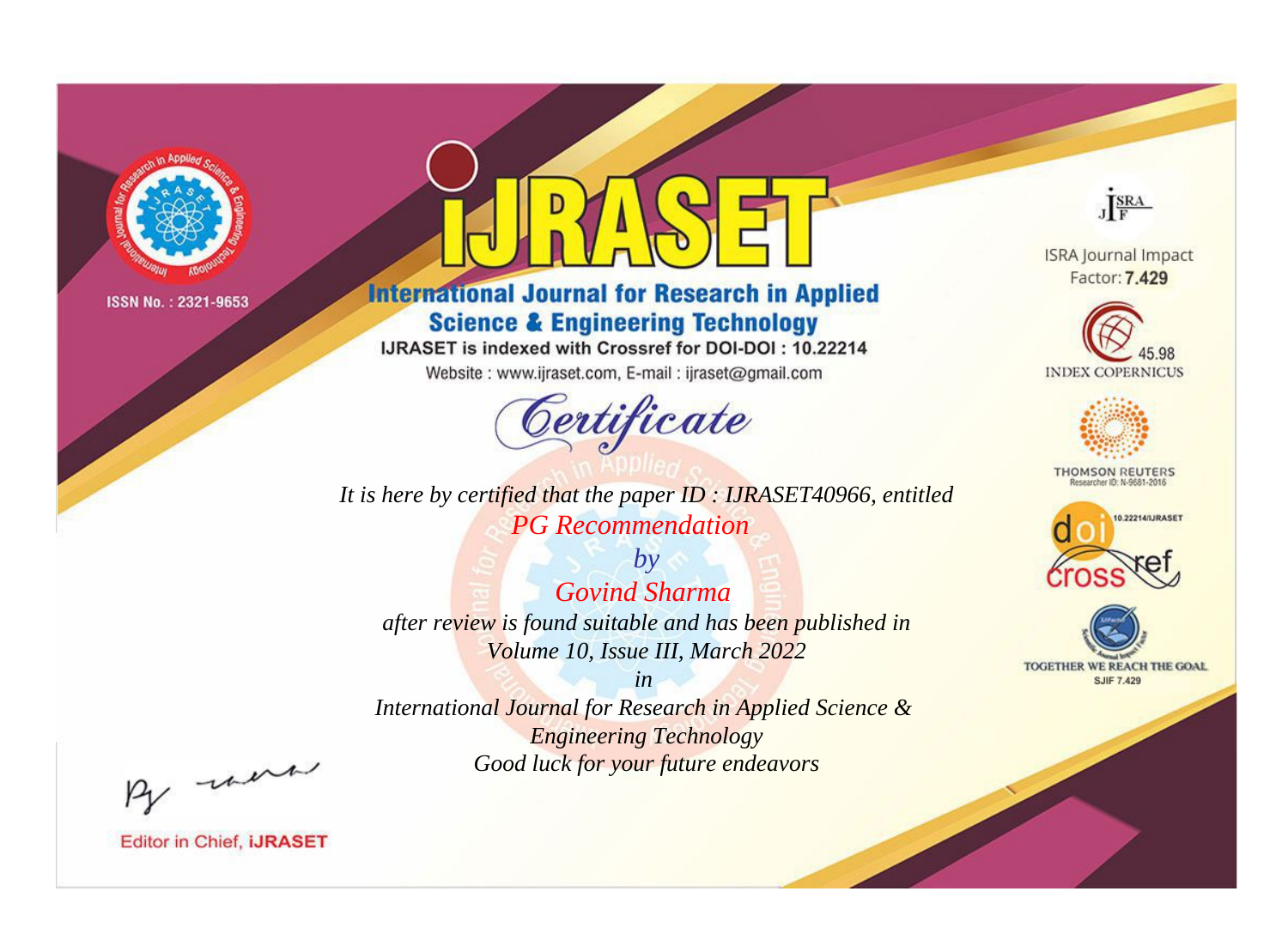ISSN No. : 2321-9653

# IJRASET

## International Journal for Research in Applied Science & Engineering Technology

IJRASET is indexed with Crossref for DOI-DOI : 10.22214

Website : www.ijraset.com, E-mail : ijraset@gmail.com

ISRA Journal Impact Factor: **7.429**

45.98 INDEX COPERNICUS

THOMSON REUTERS Researcher ID: N-9681-2016

10.22214/IJRASET

TOGETHER WE REACH THE GOAL SJIF 7.429

*Certificate*

*It is here by certified that the paper ID : IJRASET40966, entitled*

*PG Recommendation*

*by*

*Govind Sharma*

*after review is found suitable and has been published in*

*Volume 10, Issue III, March 2022*

*in*

*International Journal for Research in Applied Science & Engineering Technology*

*Good luck for your future endeavors*

Editor in Chief, **iJRASET**